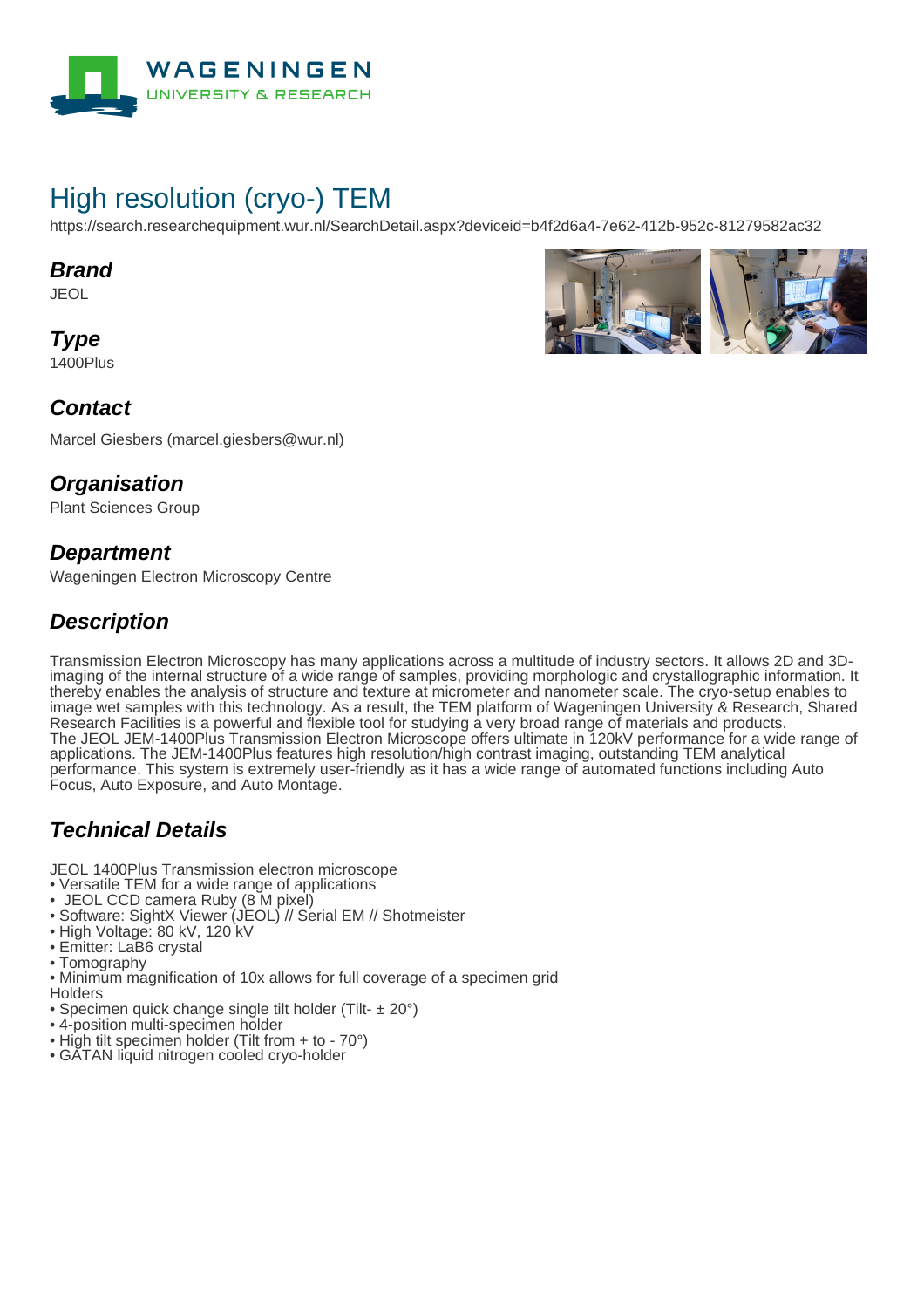# High resolution (cryo-) TEM

https://search.researchequipment.wur.nl/SearchDetail.aspx?deviceid=b4f2d6a4-7e62-412b-952c-81279582ac32

## Brand

JEOL

## Type

1400Plus

## Contact

Marcel Giesbers (marcel.giesbers@wur.nl)

## Organisation

Plant Sciences Group

## Department

Wageningen Electron Microscopy Centre

## Description

Transmission Electron Microscopy has many applications across a multitude of industry sectors. It allows 2D and 3D-imaging of the internal structure of a wide range of samples, providing morphologic and crystallographic information. It thereby enables the analysis of structure and texture at micrometer and nanometer scale. The cryo-setup enables to image wet samples with this technology. As a result, the TEM platform of Wageningen University & Research, Shared Research Facilities is a powerful and flexible tool for studying a very broad range of materials and products.
The JEOL JEM-1400Plus Transmission Electron Microscope offers ultimate in 120kV performance for a wide range of applications. The JEM-1400Plus features high resolution/high contrast imaging, outstanding TEM analytical performance. This system is extremely user-friendly as it has a wide range of automated functions including Auto Focus, Auto Exposure, and Auto Montage.

## Technical Details

JEOL 1400Plus Transmission electron microscope
- Versatile TEM for a wide range of applications
- JEOL CCD camera Ruby (8 M pixel)
- Software: SightX Viewer (JEOL) // Serial EM // Shotmeister
- High Voltage: 80 kV, 120 kV
- Emitter: LaB6 crystal
- Tomography
- Minimum magnification of 10x allows for full coverage of a specimen grid

Holders
- Specimen quick change single tilt holder (Tilt- ± 20°)
- 4-position multi-specimen holder
- High tilt specimen holder (Tilt from + to - 70°)
- GATAN liquid nitrogen cooled cryo-holder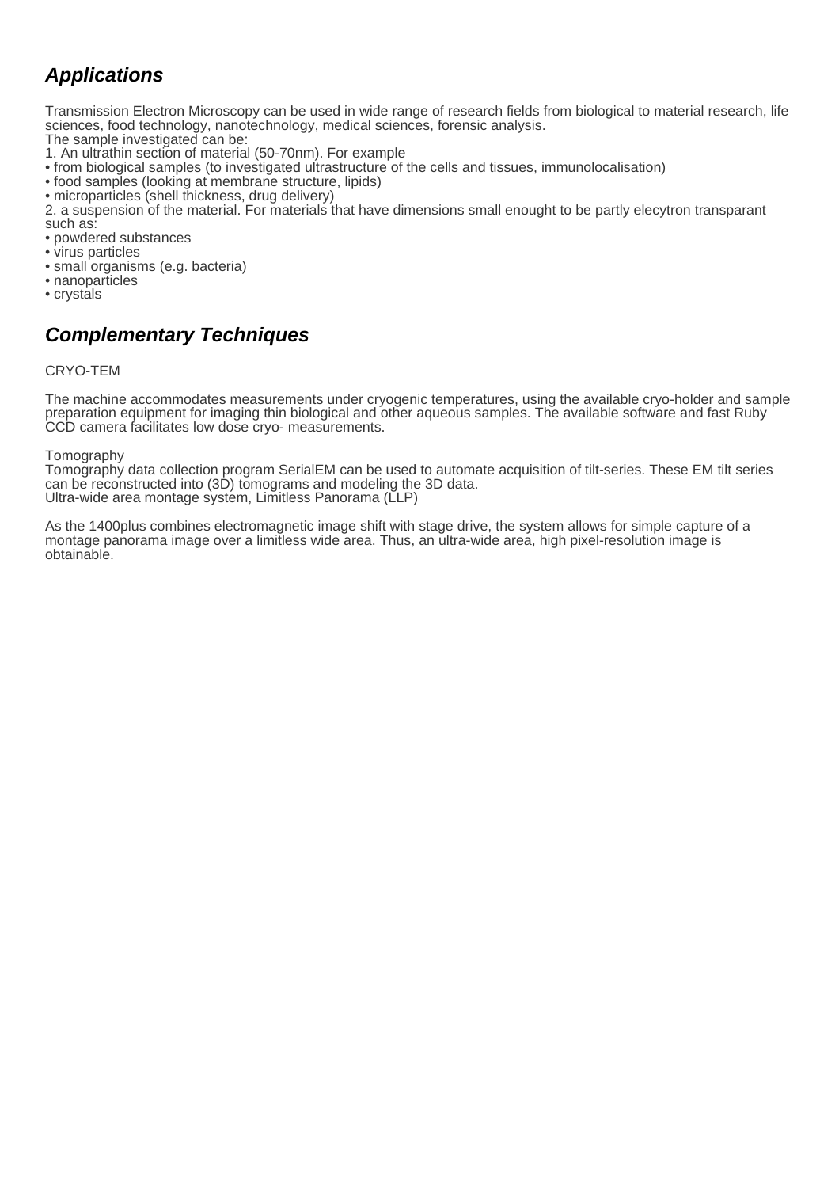## ***Applications***

Transmission Electron Microscopy can be used in wide range of research fields from biological to material research, life sciences, food technology, nanotechnology, medical sciences, forensic analysis.
The sample investigated can be:
1. An ultrathin section of material (50-70nm). For example
• from biological samples (to investigated ultrastructure of the cells and tissues, immunolocalisation)
• food samples (looking at membrane structure, lipids)
• microparticles (shell thickness, drug delivery)
2. a suspension of the material. For materials that have dimensions small enought to be partly elecytron transparant such as:
• powdered substances
• virus particles
• small organisms (e.g. bacteria)
• nanoparticles
• crystals

## ***Complementary Techniques***

CRYO-TEM

The machine accommodates measurements under cryogenic temperatures, using the available cryo-holder and sample preparation equipment for imaging thin biological and other aqueous samples. The available software and fast Ruby CCD camera facilitates low dose cryo- measurements.

Tomography
Tomography data collection program SerialEM can be used to automate acquisition of tilt-series. These EM tilt series can be reconstructed into (3D) tomograms and modeling the 3D data.
Ultra-wide area montage system, Limitless Panorama (LLP)

As the 1400plus combines electromagnetic image shift with stage drive, the system allows for simple capture of a montage panorama image over a limitless wide area. Thus, an ultra-wide area, high pixel-resolution image is obtainable.